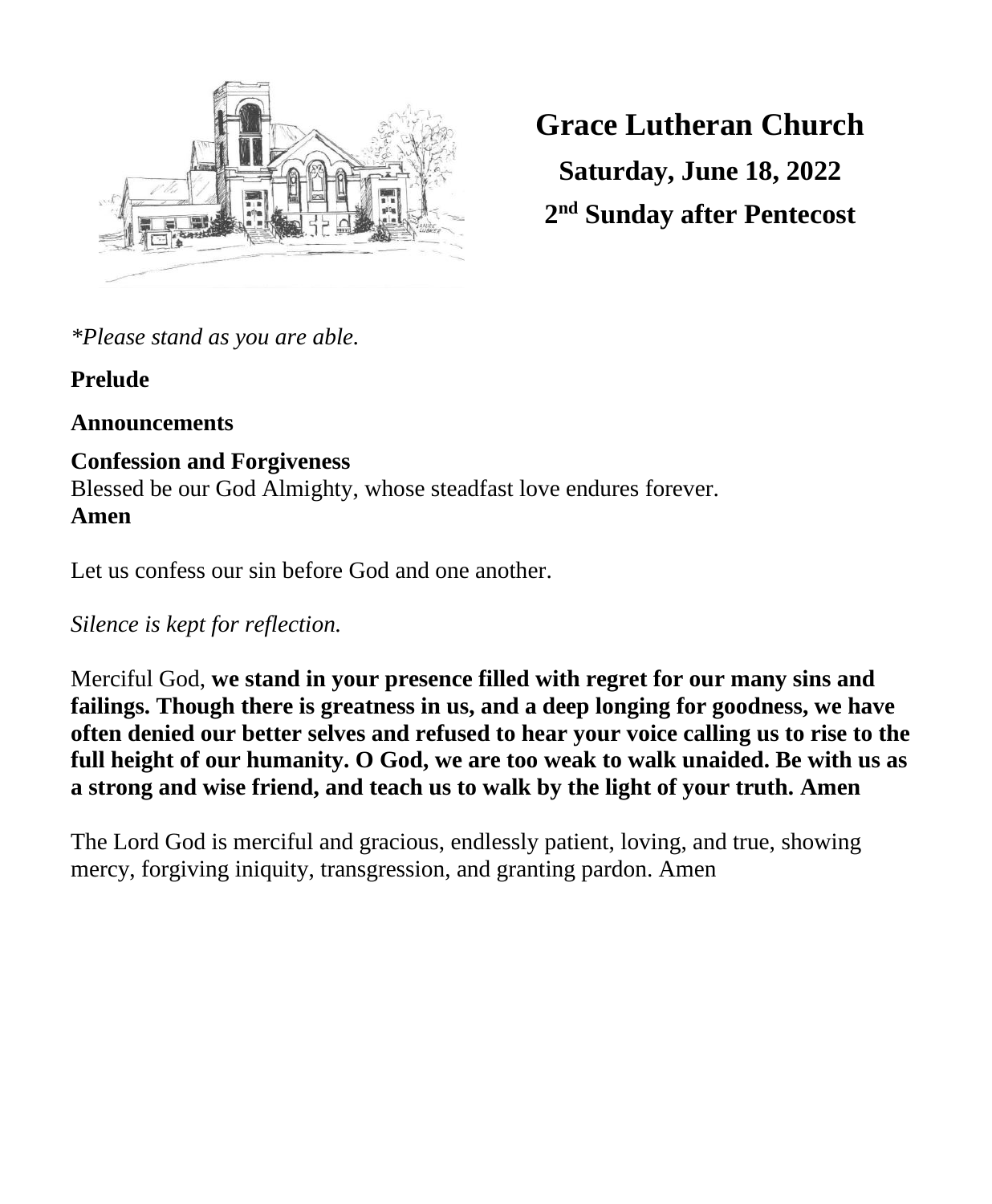# Grace Lutheran Church

**Saturday, June 18, 2022**

**2nd Sunday after Pentecost**

*\*Please stand as you are able.*

**Prelude**

**Announcements**

**Confession and Forgiveness**

Blessed be our God Almighty, whose steadfast love endures forever.
**Amen**

Let us confess our sin before God and one another.

*Silence is kept for reflection.*

Merciful God, **we stand in your presence filled with regret for our many sins and failings. Though there is greatness in us, and a deep longing for goodness, we have often denied our better selves and refused to hear your voice calling us to rise to the full height of our humanity. O God, we are too weak to walk unaided. Be with us as a strong and wise friend, and teach us to walk by the light of your truth. Amen**

The Lord God is merciful and gracious, endlessly patient, loving, and true, showing mercy, forgiving iniquity, transgression, and granting pardon. Amen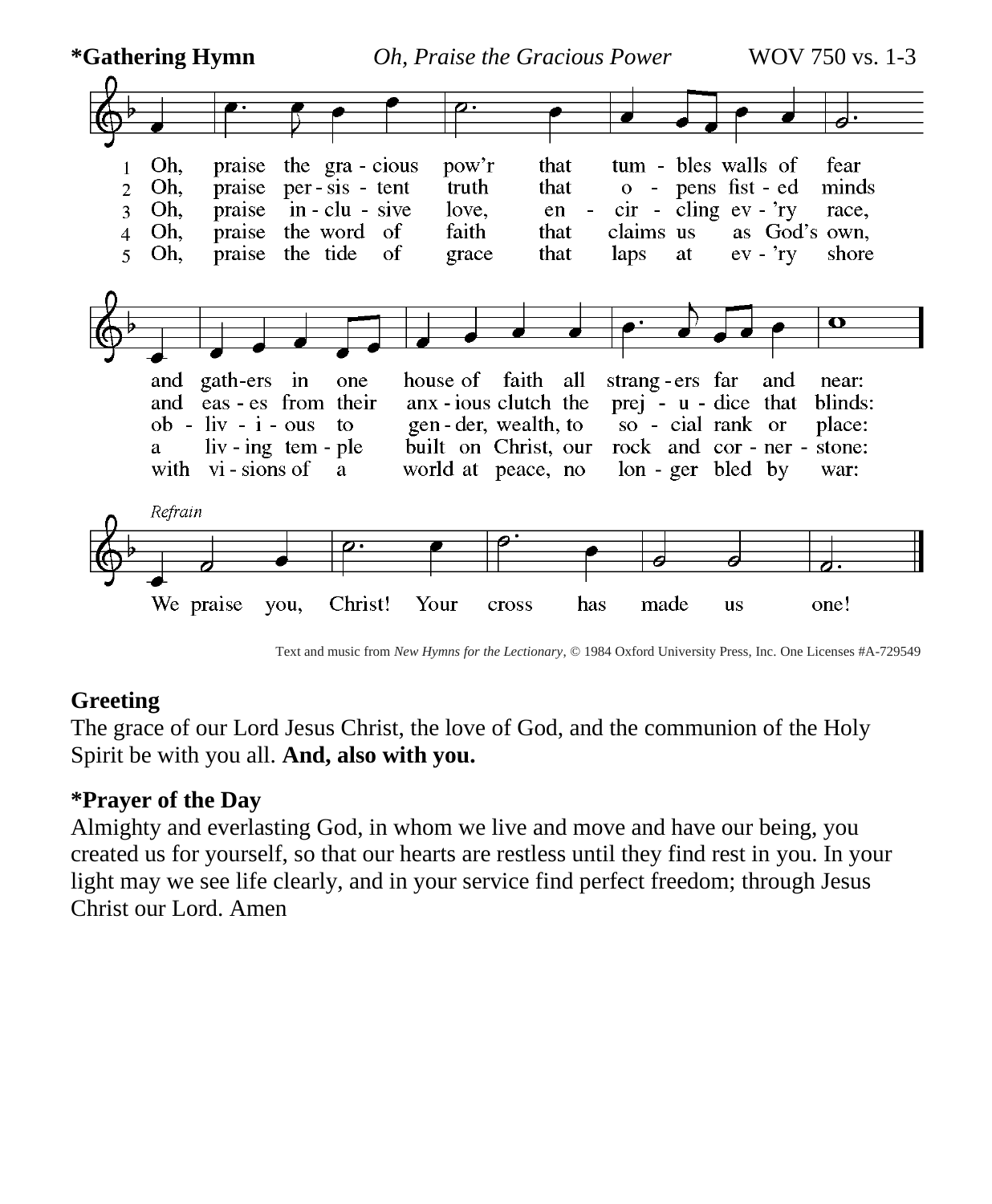**\*Gathering Hymn** *Oh, Praise the Gracious Power* WOV 750 vs. 1-3

1 Oh, praise the gra - cious pow'r that tum - bles walls of fear and gath-ers in one house of faith all strang - ers far and near:
2 Oh, praise per - sis - tent truth that o - pens fist - ed minds and eas - es from their anx - ious clutch the prej - u - dice that blinds:
3 Oh, praise in - clu - sive love, en - cir - cling ev - 'ry race, ob - liv - i - ous to gen - der, wealth, to so - cial rank or place:
4 Oh, praise the word of faith that claims us as God's own, a liv - ing tem - ple built on Christ, our rock and cor - ner - stone:
5 Oh, praise the tide of grace that laps at ev - 'ry shore with vi - sions of a world at peace, no lon - ger bled by war:

*Refrain*
We praise you, Christ! Your cross has made us one!

Text and music from *New Hymns for the Lectionary*, © 1984 Oxford University Press, Inc. One Licenses #A-729549

**Greeting**
The grace of our Lord Jesus Christ, the love of God, and the communion of the Holy Spirit be with you all. **And, also with you.**

**\*Prayer of the Day**
Almighty and everlasting God, in whom we live and move and have our being, you created us for yourself, so that our hearts are restless until they find rest in you. In your light may we see life clearly, and in your service find perfect freedom; through Jesus Christ our Lord. Amen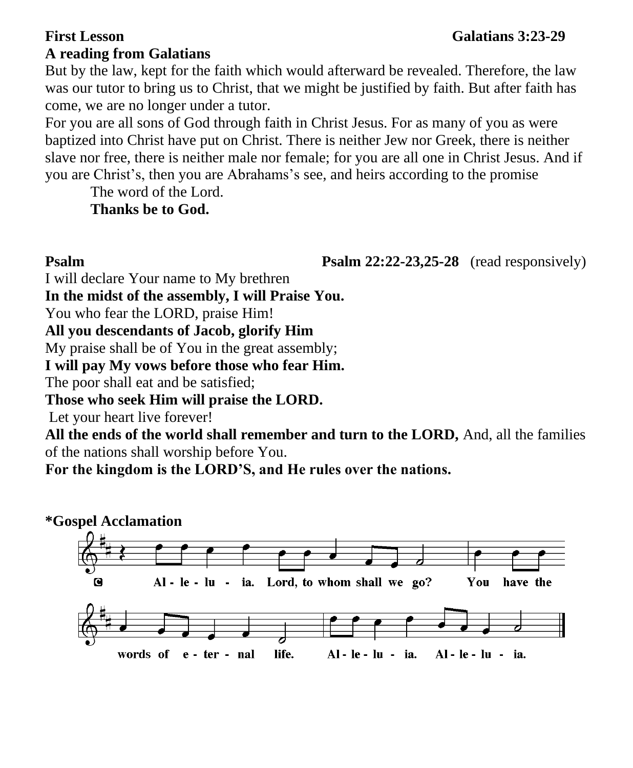**First Lesson** **Galatians 3:23-29**

**A reading from Galatians**

But by the law, kept for the faith which would afterward be revealed. Therefore, the law was our tutor to bring us to Christ, that we might be justified by faith. But after faith has come, we are no longer under a tutor.

For you are all sons of God through faith in Christ Jesus. For as many of you as were baptized into Christ have put on Christ. There is neither Jew nor Greek, there is neither slave nor free, there is neither male nor female; for you are all one in Christ Jesus. And if you are Christ's, then you are Abrahams's see, and heirs according to the promise

The word of the Lord.

**Thanks be to God.**

**Psalm** **Psalm 22:22-23,25-28** (read responsively)

I will declare Your name to My brethren

**In the midst of the assembly, I will Praise You.**

You who fear the LORD, praise Him!

**All you descendants of Jacob, glorify Him**

My praise shall be of You in the great assembly;

**I will pay My vows before those who fear Him.**

The poor shall eat and be satisfied;

**Those who seek Him will praise the LORD.**

Let your heart live forever!

**All the ends of the world shall remember and turn to the LORD,** And, all the families of the nations shall worship before You.

**For the kingdom is the LORD'S, and He rules over the nations.**

**\*Gospel Acclamation**

C Al - le - lu - ia. Lord, to whom shall we go? You have the words of e - ter - nal life. Al - le - lu - ia. Al - le - lu - ia.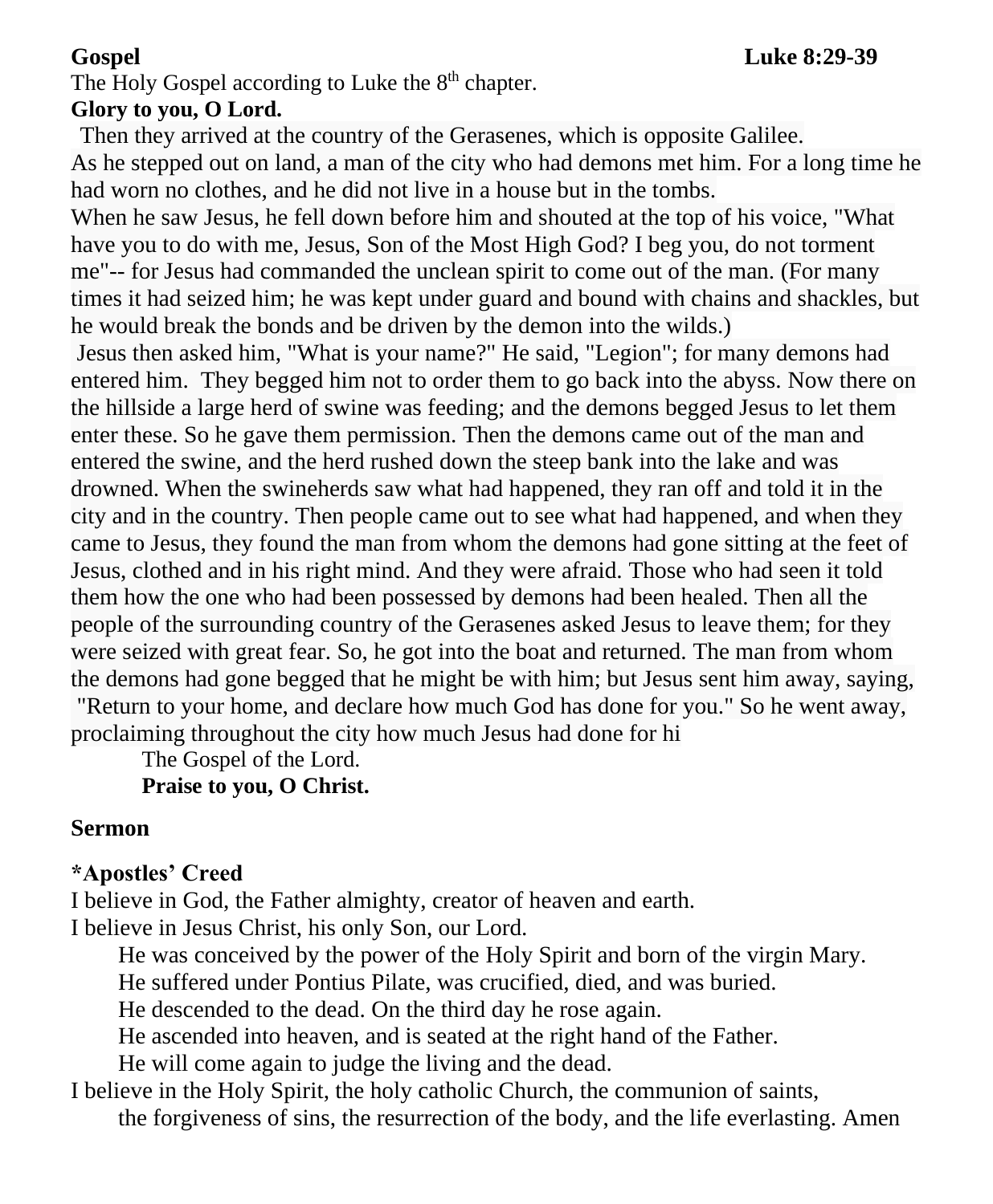**Gospel** **Luke 8:29-39**

The Holy Gospel according to Luke the 8th chapter.

**Glory to you, O Lord.**

Then they arrived at the country of the Gerasenes, which is opposite Galilee. As he stepped out on land, a man of the city who had demons met him. For a long time he had worn no clothes, and he did not live in a house but in the tombs. When he saw Jesus, he fell down before him and shouted at the top of his voice, "What have you to do with me, Jesus, Son of the Most High God? I beg you, do not torment me"-- for Jesus had commanded the unclean spirit to come out of the man. (For many times it had seized him; he was kept under guard and bound with chains and shackles, but he would break the bonds and be driven by the demon into the wilds.) Jesus then asked him, "What is your name?" He said, "Legion"; for many demons had entered him. They begged him not to order them to go back into the abyss. Now there on the hillside a large herd of swine was feeding; and the demons begged Jesus to let them enter these. So he gave them permission. Then the demons came out of the man and entered the swine, and the herd rushed down the steep bank into the lake and was drowned. When the swineherds saw what had happened, they ran off and told it in the city and in the country. Then people came out to see what had happened, and when they came to Jesus, they found the man from whom the demons had gone sitting at the feet of Jesus, clothed and in his right mind. And they were afraid. Those who had seen it told them how the one who had been possessed by demons had been healed. Then all the people of the surrounding country of the Gerasenes asked Jesus to leave them; for they were seized with great fear. So, he got into the boat and returned. The man from whom the demons had gone begged that he might be with him; but Jesus sent him away, saying, "Return to your home, and declare how much God has done for you." So he went away, proclaiming throughout the city how much Jesus had done for hi

The Gospel of the Lord.

**Praise to you, O Christ.**

**Sermon**

**\*Apostles' Creed**

I believe in God, the Father almighty, creator of heaven and earth.

I believe in Jesus Christ, his only Son, our Lord.

He was conceived by the power of the Holy Spirit and born of the virgin Mary.
He suffered under Pontius Pilate, was crucified, died, and was buried.
He descended to the dead. On the third day he rose again.
He ascended into heaven, and is seated at the right hand of the Father.
He will come again to judge the living and the dead.

I believe in the Holy Spirit, the holy catholic Church, the communion of saints,
the forgiveness of sins, the resurrection of the body, and the life everlasting. Amen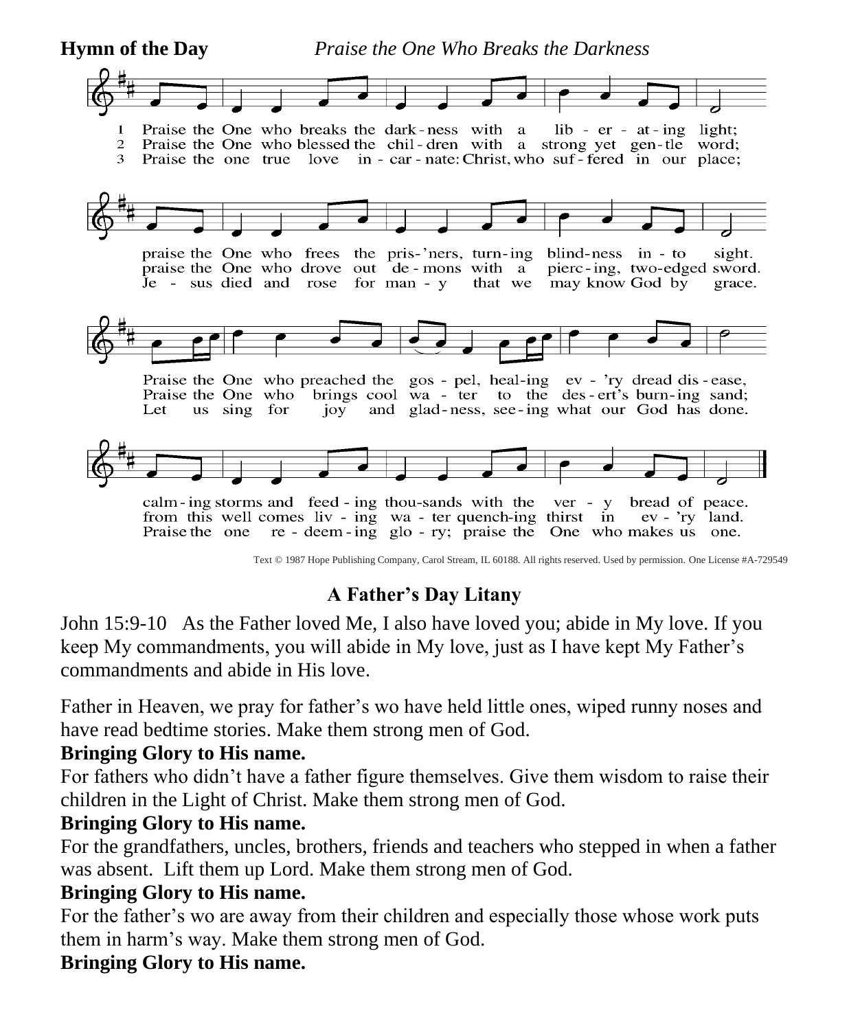**Hymn of the Day** *Praise the One Who Breaks the Darkness*

1 Praise the One who breaks the dark-ness with a lib-er-at-ing light;
praise the One who frees the pris-'ners, turn-ing blind-ness in-to sight.
Praise the One who preached the gos-pel, heal-ing ev-'ry dread dis-ease,
calm-ing storms and feed-ing thou-sands with the ver-y bread of peace.

2 Praise the One who blessed the chil-dren with a strong yet gen-tle word;
praise the One who drove out de-mons with a pierc-ing, two-edged sword.
Praise the One who brings cool wa-ter to the des-ert's burn-ing sand;
from this well comes liv-ing wa-ter quench-ing thirst in ev-'ry land.

3 Praise the one true love in-car-nate: Christ, who suf-fered in our place;
Je-sus died and rose for man-y that we may know God by grace.
Let us sing for joy and glad-ness, see-ing what our God has done.
Praise the one re-deem-ing glo-ry; praise the One who makes us one.

Text © 1987 Hope Publishing Company, Carol Stream, IL 60188. All rights reserved. Used by permission. One License #A-729549

## A Father's Day Litany

John 15:9-10 As the Father loved Me, I also have loved you; abide in My love. If you keep My commandments, you will abide in My love, just as I have kept My Father's commandments and abide in His love.

Father in Heaven, we pray for father's wo have held little ones, wiped runny noses and have read bedtime stories. Make them strong men of God.
**Bringing Glory to His name.**
For fathers who didn't have a father figure themselves. Give them wisdom to raise their children in the Light of Christ. Make them strong men of God.
**Bringing Glory to His name.**
For the grandfathers, uncles, brothers, friends and teachers who stepped in when a father was absent. Lift them up Lord. Make them strong men of God.
**Bringing Glory to His name.**
For the father's wo are away from their children and especially those whose work puts them in harm's way. Make them strong men of God.
**Bringing Glory to His name.**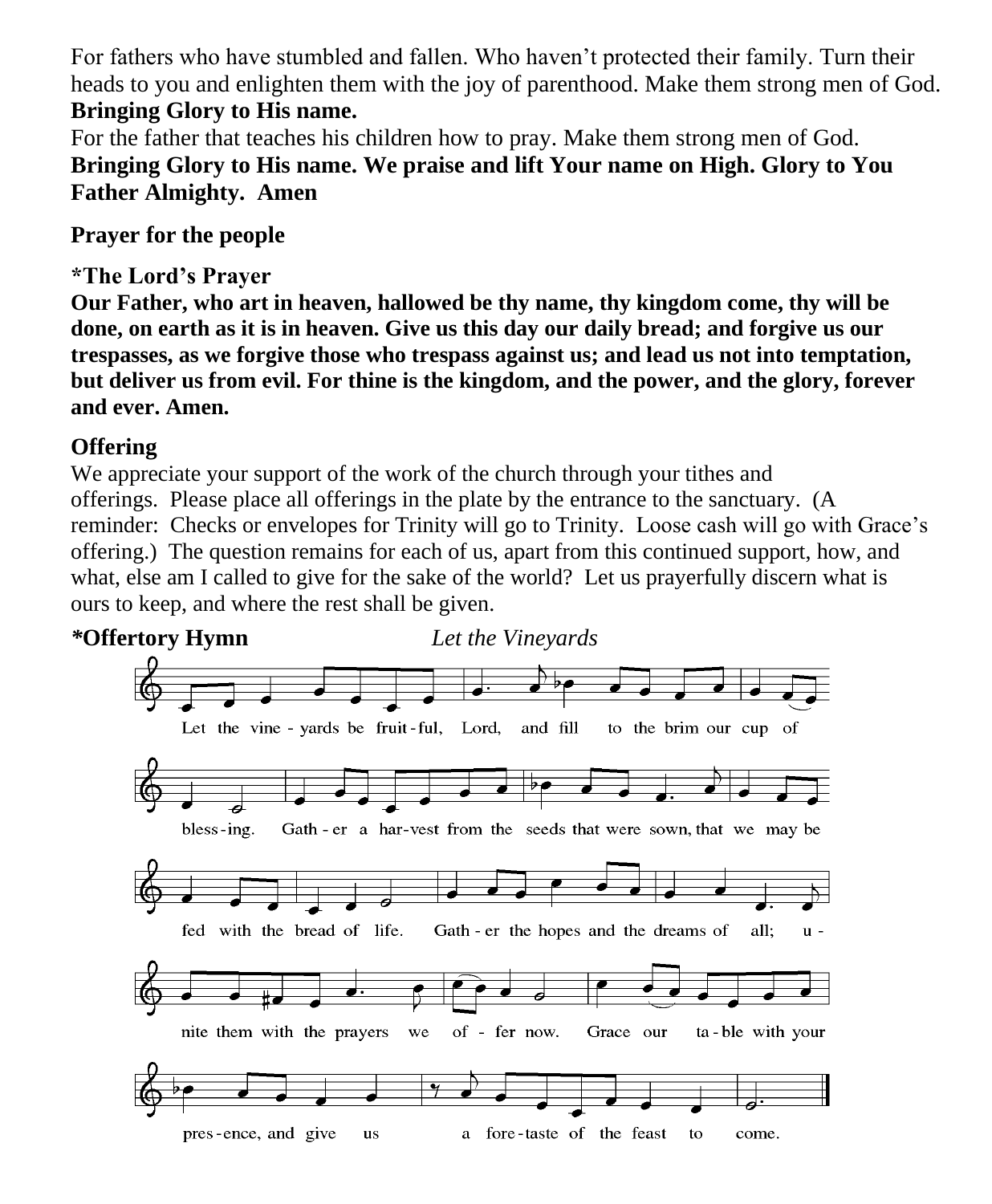For fathers who have stumbled and fallen. Who haven't protected their family. Turn their heads to you and enlighten them with the joy of parenthood. Make them strong men of God. **Bringing Glory to His name.**

For the father that teaches his children how to pray. Make them strong men of God. **Bringing Glory to His name. We praise and lift Your name on High. Glory to You Father Almighty. Amen**

**Prayer for the people**

**\*The Lord's Prayer**

**Our Father, who art in heaven, hallowed be thy name, thy kingdom come, thy will be done, on earth as it is in heaven. Give us this day our daily bread; and forgive us our trespasses, as we forgive those who trespass against us; and lead us not into temptation, but deliver us from evil. For thine is the kingdom, and the power, and the glory, forever and ever. Amen.**

**Offering**

We appreciate your support of the work of the church through your tithes and offerings. Please place all offerings in the plate by the entrance to the sanctuary. (A reminder: Checks or envelopes for Trinity will go to Trinity. Loose cash will go with Grace's offering.) The question remains for each of us, apart from this continued support, how, and what, else am I called to give for the sake of the world? Let us prayerfully discern what is ours to keep, and where the rest shall be given.

**\*Offertory Hymn** *Let the Vineyards*

Let the vine-yards be fruit-ful, Lord, and fill to the brim our cup of bless-ing. Gath-er a har-vest from the seeds that were sown, that we may be fed with the bread of life. Gath-er the hopes and the dreams of all; u-nite them with the prayers we of-fer now. Grace our ta-ble with your pres-ence, and give us a fore-taste of the feast to come.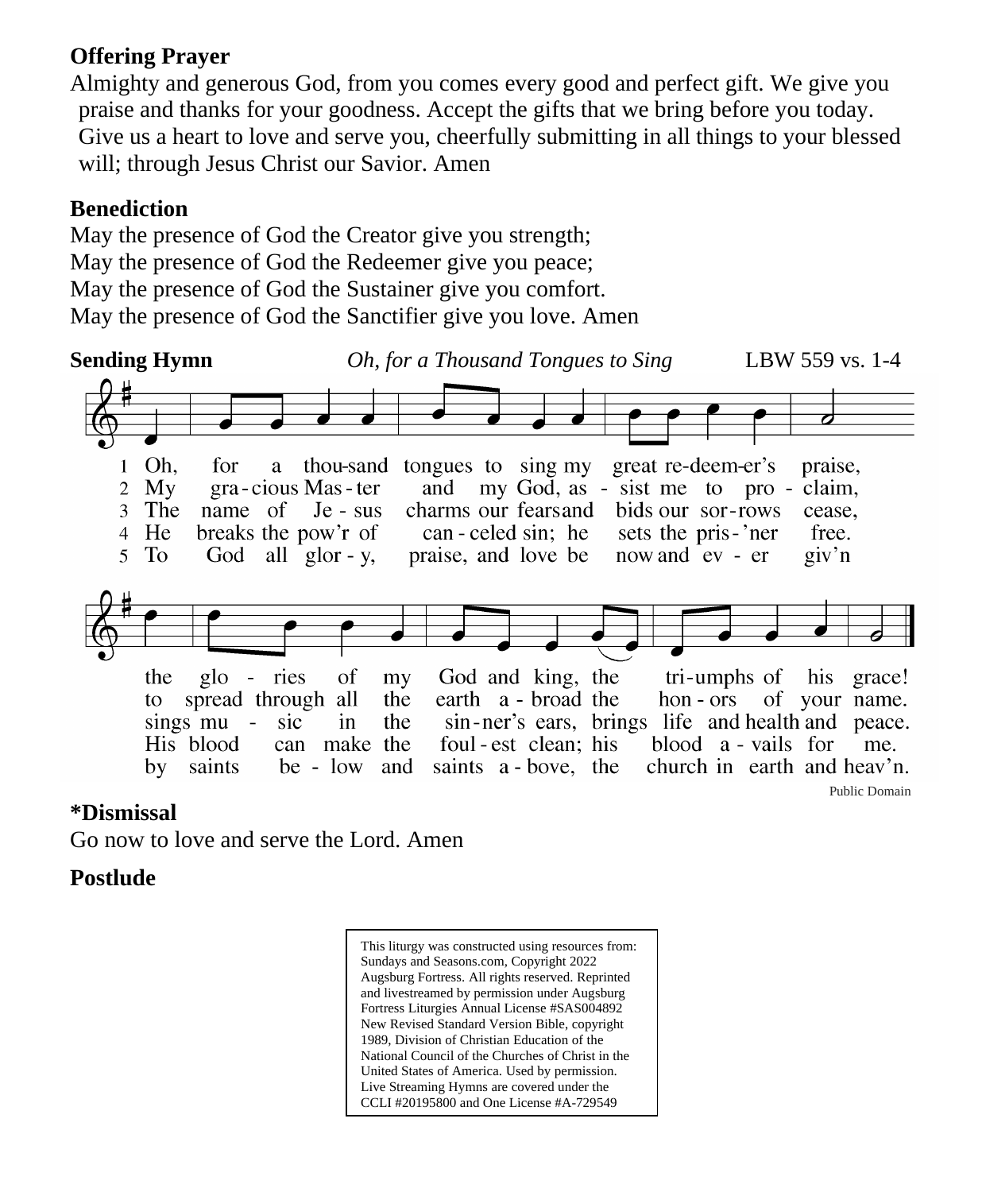**Offering Prayer**

Almighty and generous God, from you comes every good and perfect gift. We give you praise and thanks for your goodness. Accept the gifts that we bring before you today. Give us a heart to love and serve you, cheerfully submitting in all things to your blessed will; through Jesus Christ our Savior. Amen

**Benediction**

May the presence of God the Creator give you strength;
May the presence of God the Redeemer give you peace;
May the presence of God the Sustainer give you comfort.
May the presence of God the Sanctifier give you love. Amen

**Sending Hymn** *Oh, for a Thousand Tongues to Sing* LBW 559 vs. 1-4

1 Oh, for a thousand tongues to sing my great redeemer's praise, the glories of my God and king, the triumphs of his grace!

2 My gracious Master and my God, assist me to proclaim, to spread through all the earth abroad the honors of your name.

3 The name of Jesus charms our fears and bids our sorrows cease, sings music in the sinner's ears, brings life and health and peace.

4 He breaks the pow'r of canceled sin; he sets the pris'ner free. His blood can make the foulest clean; his blood avails for me.

5 To God all glory, praise, and love be now and ever giv'n by saints below and saints above, the church in earth and heav'n.

Public Domain

**\*Dismissal**

Go now to love and serve the Lord. Amen

**Postlude**

This liturgy was constructed using resources from: Sundays and Seasons.com, Copyright 2022 Augsburg Fortress. All rights reserved. Reprinted and livestreamed by permission under Augsburg Fortress Liturgies Annual License #SAS004892 New Revised Standard Version Bible, copyright 1989, Division of Christian Education of the National Council of the Churches of Christ in the United States of America. Used by permission. Live Streaming Hymns are covered under the CCLI #20195800 and One License #A-729549